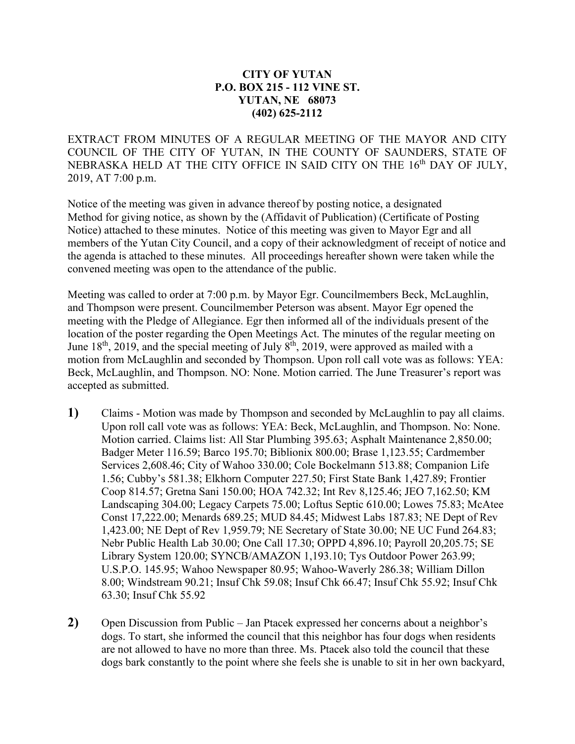**CITY OF YUTAN**
**P.O. BOX 215 - 112 VINE ST.**
**YUTAN, NE 68073**
**(402) 625-2112**

EXTRACT FROM MINUTES OF A REGULAR MEETING OF THE MAYOR AND CITY COUNCIL OF THE CITY OF YUTAN, IN THE COUNTY OF SAUNDERS, STATE OF NEBRASKA HELD AT THE CITY OFFICE IN SAID CITY ON THE 16th DAY OF JULY, 2019, AT 7:00 p.m.

Notice of the meeting was given in advance thereof by posting notice, a designated Method for giving notice, as shown by the (Affidavit of Publication) (Certificate of Posting Notice) attached to these minutes. Notice of this meeting was given to Mayor Egr and all members of the Yutan City Council, and a copy of their acknowledgment of receipt of notice and the agenda is attached to these minutes. All proceedings hereafter shown were taken while the convened meeting was open to the attendance of the public.

Meeting was called to order at 7:00 p.m. by Mayor Egr. Councilmembers Beck, McLaughlin, and Thompson were present. Councilmember Peterson was absent. Mayor Egr opened the meeting with the Pledge of Allegiance. Egr then informed all of the individuals present of the location of the poster regarding the Open Meetings Act. The minutes of the regular meeting on June 18th, 2019, and the special meeting of July 8th, 2019, were approved as mailed with a motion from McLaughlin and seconded by Thompson. Upon roll call vote was as follows: YEA: Beck, McLaughlin, and Thompson. NO: None. Motion carried. The June Treasurer's report was accepted as submitted.

**1)** Claims - Motion was made by Thompson and seconded by McLaughlin to pay all claims. Upon roll call vote was as follows: YEA: Beck, McLaughlin, and Thompson. No: None. Motion carried. Claims list: All Star Plumbing 395.63; Asphalt Maintenance 2,850.00; Badger Meter 116.59; Barco 195.70; Biblionix 800.00; Brase 1,123.55; Cardmember Services 2,608.46; City of Wahoo 330.00; Cole Bockelmann 513.88; Companion Life 1.56; Cubby's 581.38; Elkhorn Computer 227.50; First State Bank 1,427.89; Frontier Coop 814.57; Gretna Sani 150.00; HOA 742.32; Int Rev 8,125.46; JEO 7,162.50; KM Landscaping 304.00; Legacy Carpets 75.00; Loftus Septic 610.00; Lowes 75.83; McAtee Const 17,222.00; Menards 689.25; MUD 84.45; Midwest Labs 187.83; NE Dept of Rev 1,423.00; NE Dept of Rev 1,959.79; NE Secretary of State 30.00; NE UC Fund 264.83; Nebr Public Health Lab 30.00; One Call 17.30; OPPD 4,896.10; Payroll 20,205.75; SE Library System 120.00; SYNCB/AMAZON 1,193.10; Tys Outdoor Power 263.99; U.S.P.O. 145.95; Wahoo Newspaper 80.95; Wahoo-Waverly 286.38; William Dillon 8.00; Windstream 90.21; Insuf Chk 59.08; Insuf Chk 66.47; Insuf Chk 55.92; Insuf Chk 63.30; Insuf Chk 55.92

**2)** Open Discussion from Public – Jan Ptacek expressed her concerns about a neighbor's dogs. To start, she informed the council that this neighbor has four dogs when residents are not allowed to have no more than three. Ms. Ptacek also told the council that these dogs bark constantly to the point where she feels she is unable to sit in her own backyard,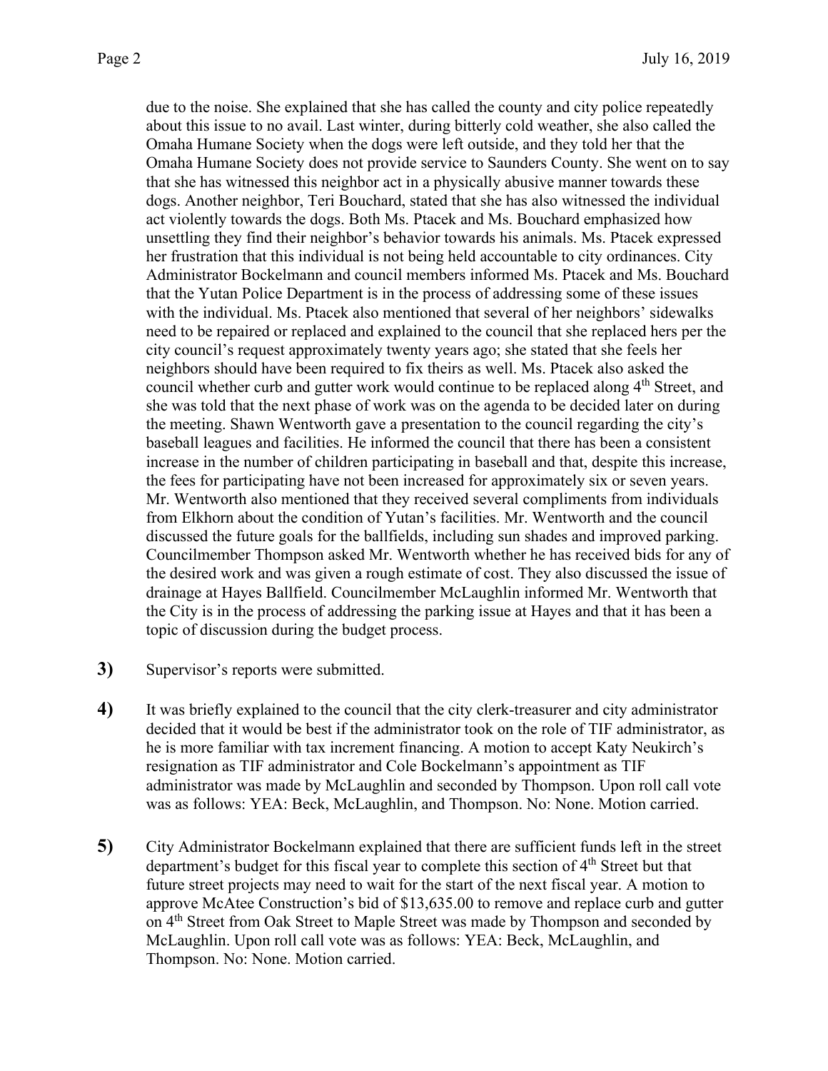due to the noise. She explained that she has called the county and city police repeatedly about this issue to no avail. Last winter, during bitterly cold weather, she also called the Omaha Humane Society when the dogs were left outside, and they told her that the Omaha Humane Society does not provide service to Saunders County. She went on to say that she has witnessed this neighbor act in a physically abusive manner towards these dogs. Another neighbor, Teri Bouchard, stated that she has also witnessed the individual act violently towards the dogs. Both Ms. Ptacek and Ms. Bouchard emphasized how unsettling they find their neighbor's behavior towards his animals. Ms. Ptacek expressed her frustration that this individual is not being held accountable to city ordinances. City Administrator Bockelmann and council members informed Ms. Ptacek and Ms. Bouchard that the Yutan Police Department is in the process of addressing some of these issues with the individual. Ms. Ptacek also mentioned that several of her neighbors' sidewalks need to be repaired or replaced and explained to the council that she replaced hers per the city council's request approximately twenty years ago; she stated that she feels her neighbors should have been required to fix theirs as well. Ms. Ptacek also asked the council whether curb and gutter work would continue to be replaced along 4th Street, and she was told that the next phase of work was on the agenda to be decided later on during the meeting. Shawn Wentworth gave a presentation to the council regarding the city's baseball leagues and facilities. He informed the council that there has been a consistent increase in the number of children participating in baseball and that, despite this increase, the fees for participating have not been increased for approximately six or seven years. Mr. Wentworth also mentioned that they received several compliments from individuals from Elkhorn about the condition of Yutan's facilities. Mr. Wentworth and the council discussed the future goals for the ballfields, including sun shades and improved parking. Councilmember Thompson asked Mr. Wentworth whether he has received bids for any of the desired work and was given a rough estimate of cost. They also discussed the issue of drainage at Hayes Ballfield. Councilmember McLaughlin informed Mr. Wentworth that the City is in the process of addressing the parking issue at Hayes and that it has been a topic of discussion during the budget process.

**3)** Supervisor's reports were submitted.

**4)** It was briefly explained to the council that the city clerk-treasurer and city administrator decided that it would be best if the administrator took on the role of TIF administrator, as he is more familiar with tax increment financing. A motion to accept Katy Neukirch's resignation as TIF administrator and Cole Bockelmann's appointment as TIF administrator was made by McLaughlin and seconded by Thompson. Upon roll call vote was as follows: YEA: Beck, McLaughlin, and Thompson. No: None. Motion carried.

**5)** City Administrator Bockelmann explained that there are sufficient funds left in the street department's budget for this fiscal year to complete this section of 4th Street but that future street projects may need to wait for the start of the next fiscal year. A motion to approve McAtee Construction's bid of $13,635.00 to remove and replace curb and gutter on 4th Street from Oak Street to Maple Street was made by Thompson and seconded by McLaughlin. Upon roll call vote was as follows: YEA: Beck, McLaughlin, and Thompson. No: None. Motion carried.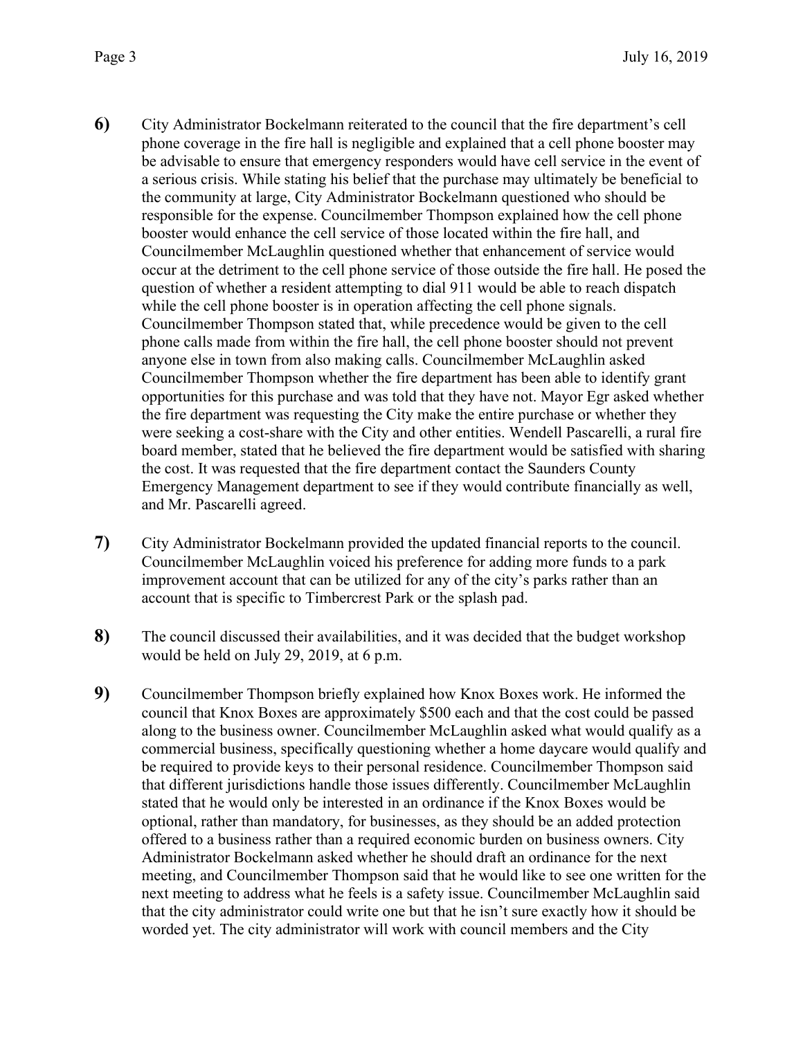**6)** City Administrator Bockelmann reiterated to the council that the fire department's cell phone coverage in the fire hall is negligible and explained that a cell phone booster may be advisable to ensure that emergency responders would have cell service in the event of a serious crisis. While stating his belief that the purchase may ultimately be beneficial to the community at large, City Administrator Bockelmann questioned who should be responsible for the expense. Councilmember Thompson explained how the cell phone booster would enhance the cell service of those located within the fire hall, and Councilmember McLaughlin questioned whether that enhancement of service would occur at the detriment to the cell phone service of those outside the fire hall. He posed the question of whether a resident attempting to dial 911 would be able to reach dispatch while the cell phone booster is in operation affecting the cell phone signals. Councilmember Thompson stated that, while precedence would be given to the cell phone calls made from within the fire hall, the cell phone booster should not prevent anyone else in town from also making calls. Councilmember McLaughlin asked Councilmember Thompson whether the fire department has been able to identify grant opportunities for this purchase and was told that they have not. Mayor Egr asked whether the fire department was requesting the City make the entire purchase or whether they were seeking a cost-share with the City and other entities. Wendell Pascarelli, a rural fire board member, stated that he believed the fire department would be satisfied with sharing the cost. It was requested that the fire department contact the Saunders County Emergency Management department to see if they would contribute financially as well, and Mr. Pascarelli agreed.

**7)** City Administrator Bockelmann provided the updated financial reports to the council. Councilmember McLaughlin voiced his preference for adding more funds to a park improvement account that can be utilized for any of the city's parks rather than an account that is specific to Timbercrest Park or the splash pad.

**8)** The council discussed their availabilities, and it was decided that the budget workshop would be held on July 29, 2019, at 6 p.m.

**9)** Councilmember Thompson briefly explained how Knox Boxes work. He informed the council that Knox Boxes are approximately $500 each and that the cost could be passed along to the business owner. Councilmember McLaughlin asked what would qualify as a commercial business, specifically questioning whether a home daycare would qualify and be required to provide keys to their personal residence. Councilmember Thompson said that different jurisdictions handle those issues differently. Councilmember McLaughlin stated that he would only be interested in an ordinance if the Knox Boxes would be optional, rather than mandatory, for businesses, as they should be an added protection offered to a business rather than a required economic burden on business owners. City Administrator Bockelmann asked whether he should draft an ordinance for the next meeting, and Councilmember Thompson said that he would like to see one written for the next meeting to address what he feels is a safety issue. Councilmember McLaughlin said that the city administrator could write one but that he isn't sure exactly how it should be worded yet. The city administrator will work with council members and the City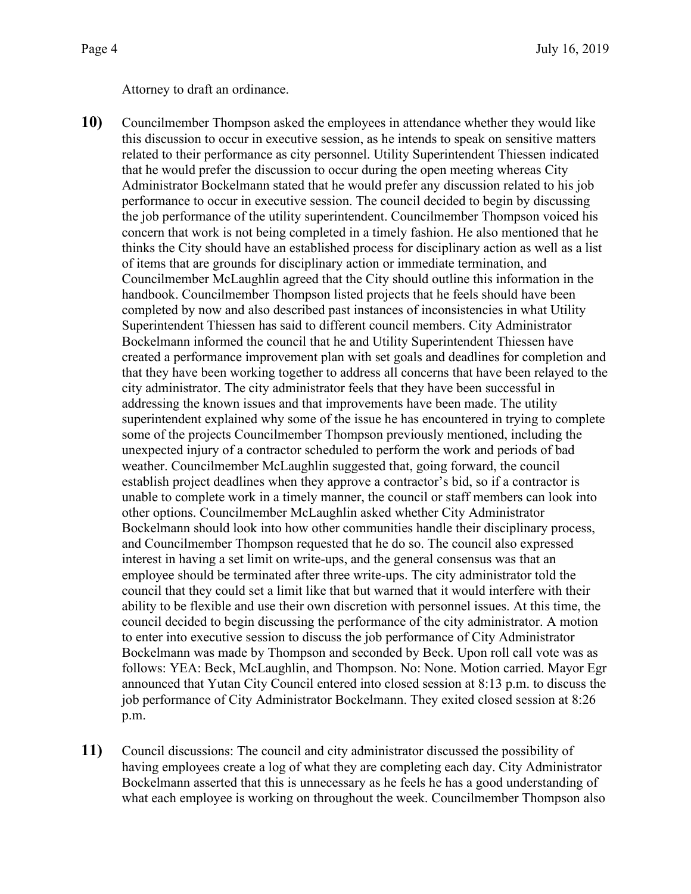Attorney to draft an ordinance.

**10)** Councilmember Thompson asked the employees in attendance whether they would like this discussion to occur in executive session, as he intends to speak on sensitive matters related to their performance as city personnel. Utility Superintendent Thiessen indicated that he would prefer the discussion to occur during the open meeting whereas City Administrator Bockelmann stated that he would prefer any discussion related to his job performance to occur in executive session. The council decided to begin by discussing the job performance of the utility superintendent. Councilmember Thompson voiced his concern that work is not being completed in a timely fashion. He also mentioned that he thinks the City should have an established process for disciplinary action as well as a list of items that are grounds for disciplinary action or immediate termination, and Councilmember McLaughlin agreed that the City should outline this information in the handbook. Councilmember Thompson listed projects that he feels should have been completed by now and also described past instances of inconsistencies in what Utility Superintendent Thiessen has said to different council members. City Administrator Bockelmann informed the council that he and Utility Superintendent Thiessen have created a performance improvement plan with set goals and deadlines for completion and that they have been working together to address all concerns that have been relayed to the city administrator. The city administrator feels that they have been successful in addressing the known issues and that improvements have been made. The utility superintendent explained why some of the issue he has encountered in trying to complete some of the projects Councilmember Thompson previously mentioned, including the unexpected injury of a contractor scheduled to perform the work and periods of bad weather. Councilmember McLaughlin suggested that, going forward, the council establish project deadlines when they approve a contractor's bid, so if a contractor is unable to complete work in a timely manner, the council or staff members can look into other options. Councilmember McLaughlin asked whether City Administrator Bockelmann should look into how other communities handle their disciplinary process, and Councilmember Thompson requested that he do so. The council also expressed interest in having a set limit on write-ups, and the general consensus was that an employee should be terminated after three write-ups. The city administrator told the council that they could set a limit like that but warned that it would interfere with their ability to be flexible and use their own discretion with personnel issues. At this time, the council decided to begin discussing the performance of the city administrator. A motion to enter into executive session to discuss the job performance of City Administrator Bockelmann was made by Thompson and seconded by Beck. Upon roll call vote was as follows: YEA: Beck, McLaughlin, and Thompson. No: None. Motion carried. Mayor Egr announced that Yutan City Council entered into closed session at 8:13 p.m. to discuss the job performance of City Administrator Bockelmann. They exited closed session at 8:26 p.m.

**11)** Council discussions: The council and city administrator discussed the possibility of having employees create a log of what they are completing each day. City Administrator Bockelmann asserted that this is unnecessary as he feels he has a good understanding of what each employee is working on throughout the week. Councilmember Thompson also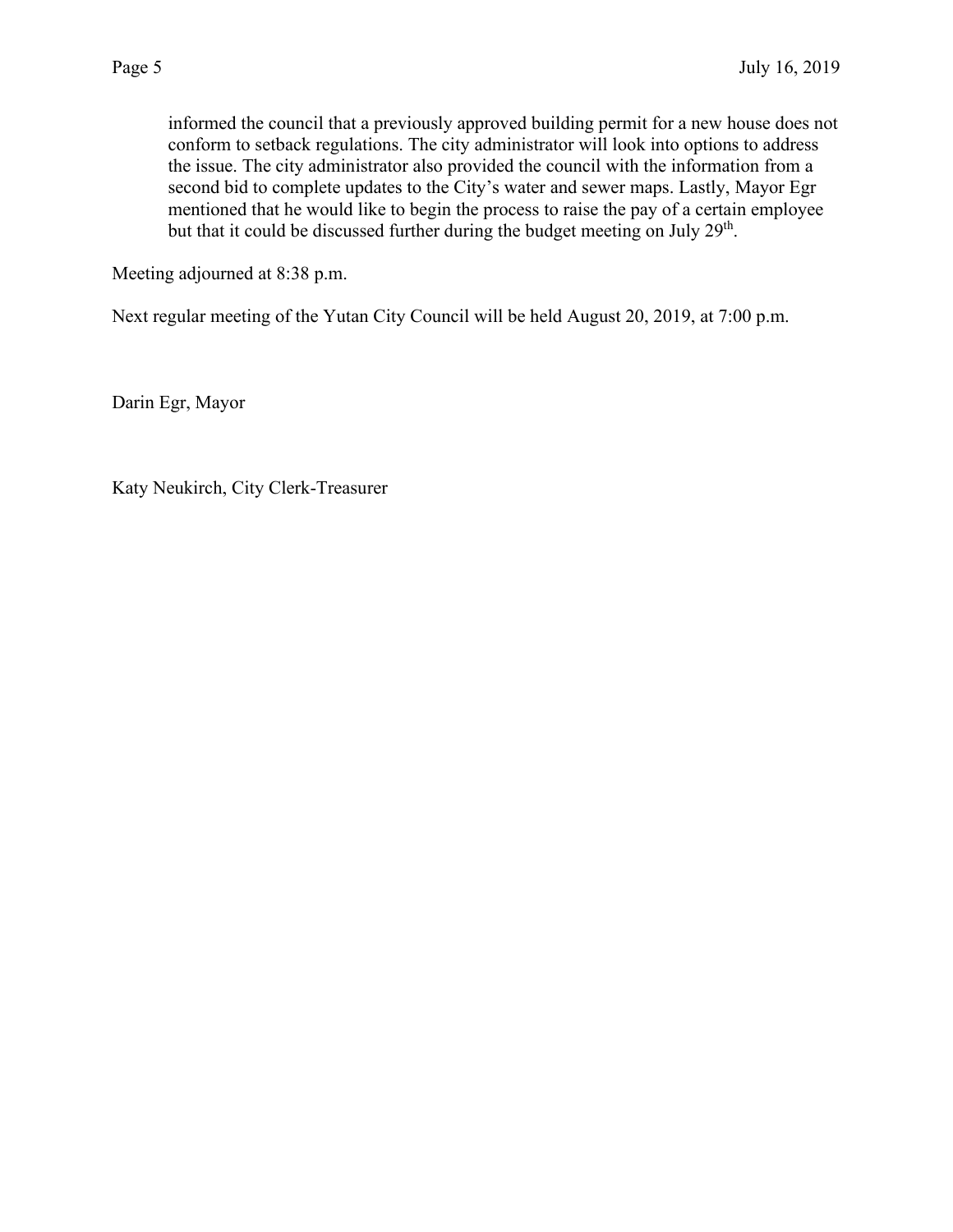informed the council that a previously approved building permit for a new house does not conform to setback regulations. The city administrator will look into options to address the issue. The city administrator also provided the council with the information from a second bid to complete updates to the City's water and sewer maps. Lastly, Mayor Egr mentioned that he would like to begin the process to raise the pay of a certain employee but that it could be discussed further during the budget meeting on July 29th.

Meeting adjourned at 8:38 p.m.

Next regular meeting of the Yutan City Council will be held August 20, 2019, at 7:00 p.m.

Darin Egr, Mayor

Katy Neukirch, City Clerk-Treasurer